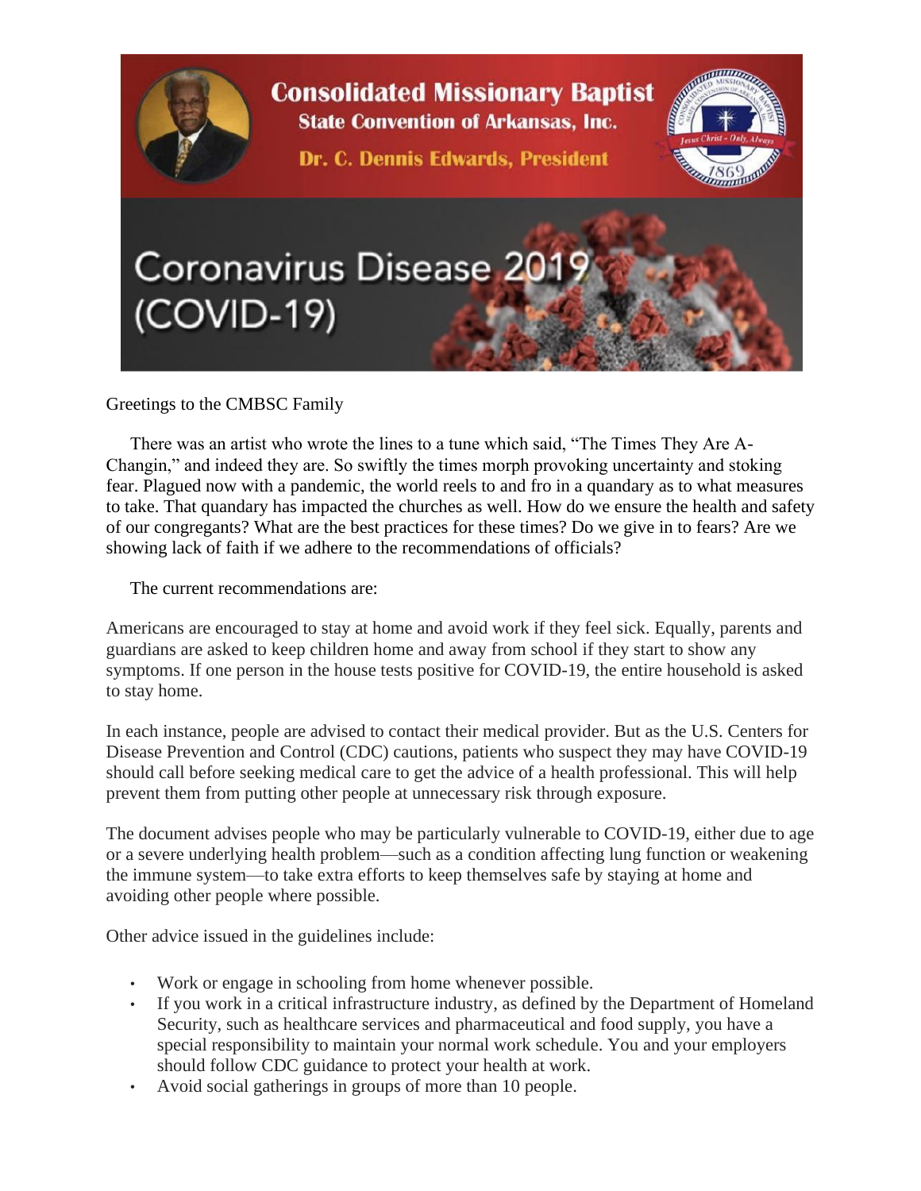# Consolidated Missionary Baptist State Convention of Arkansas, Inc.

**Dr. C. Dennis Edwards, President**

## Coronavirus Disease 2019 (COVID-19)

Greetings to the CMBSC Family

There was an artist who wrote the lines to a tune which said, "The Times They Are A-Changin," and indeed they are. So swiftly the times morph provoking uncertainty and stoking fear. Plagued now with a pandemic, the world reels to and fro in a quandary as to what measures to take. That quandary has impacted the churches as well. How do we ensure the health and safety of our congregants? What are the best practices for these times? Do we give in to fears? Are we showing lack of faith if we adhere to the recommendations of officials?

The current recommendations are:

Americans are encouraged to stay at home and avoid work if they feel sick. Equally, parents and guardians are asked to keep children home and away from school if they start to show any symptoms. If one person in the house tests positive for COVID-19, the entire household is asked to stay home.

In each instance, people are advised to contact their medical provider. But as the U.S. Centers for Disease Prevention and Control (CDC) cautions, patients who suspect they may have COVID-19 should call before seeking medical care to get the advice of a health professional. This will help prevent them from putting other people at unnecessary risk through exposure.

The document advises people who may be particularly vulnerable to COVID-19, either due to age or a severe underlying health problem—such as a condition affecting lung function or weakening the immune system—to take extra efforts to keep themselves safe by staying at home and avoiding other people where possible.

Other advice issued in the guidelines include:

- Work or engage in schooling from home whenever possible.
- If you work in a critical infrastructure industry, as defined by the Department of Homeland Security, such as healthcare services and pharmaceutical and food supply, you have a special responsibility to maintain your normal work schedule. You and your employers should follow CDC guidance to protect your health at work.
- Avoid social gatherings in groups of more than 10 people.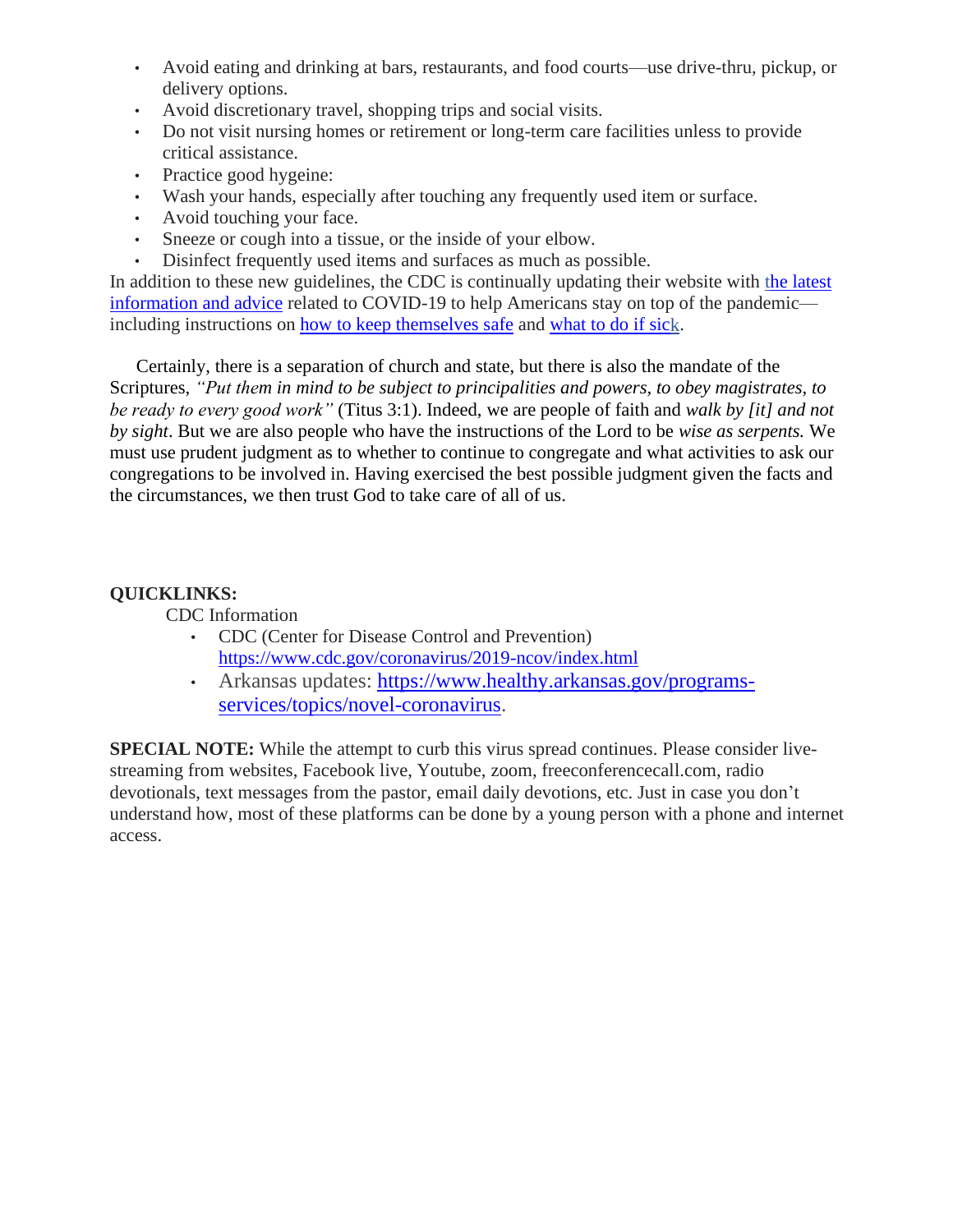- Avoid eating and drinking at bars, restaurants, and food courts—use drive-thru, pickup, or delivery options.
- Avoid discretionary travel, shopping trips and social visits.
- Do not visit nursing homes or retirement or long-term care facilities unless to provide critical assistance.
- Practice good hygeine:
- Wash your hands, especially after touching any frequently used item or surface.
- Avoid touching your face.
- Sneeze or cough into a tissue, or the inside of your elbow.
- Disinfect frequently used items and surfaces as much as possible.

In addition to these new guidelines, the CDC is continually updating their website with the latest information and advice related to COVID-19 to help Americans stay on top of the pandemic—including instructions on how to keep themselves safe and what to do if sick.

Certainly, there is a separation of church and state, but there is also the mandate of the Scriptures, *"Put them in mind to be subject to principalities and powers, to obey magistrates, to be ready to every good work"* (Titus 3:1). Indeed, we are people of faith and *walk by [it] and not by sight*. But we are also people who have the instructions of the Lord to be *wise as serpents.* We must use prudent judgment as to whether to continue to congregate and what activities to ask our congregations to be involved in. Having exercised the best possible judgment given the facts and the circumstances, we then trust God to take care of all of us.

**QUICKLINKS:**

CDC Information

- CDC (Center for Disease Control and Prevention) https://www.cdc.gov/coronavirus/2019-ncov/index.html
- Arkansas updates: https://www.healthy.arkansas.gov/programs-services/topics/novel-coronavirus.

**SPECIAL NOTE:** While the attempt to curb this virus spread continues. Please consider live-streaming from websites, Facebook live, Youtube, zoom, freeconferencecall.com, radio devotionals, text messages from the pastor, email daily devotions, etc. Just in case you don't understand how, most of these platforms can be done by a young person with a phone and internet access.